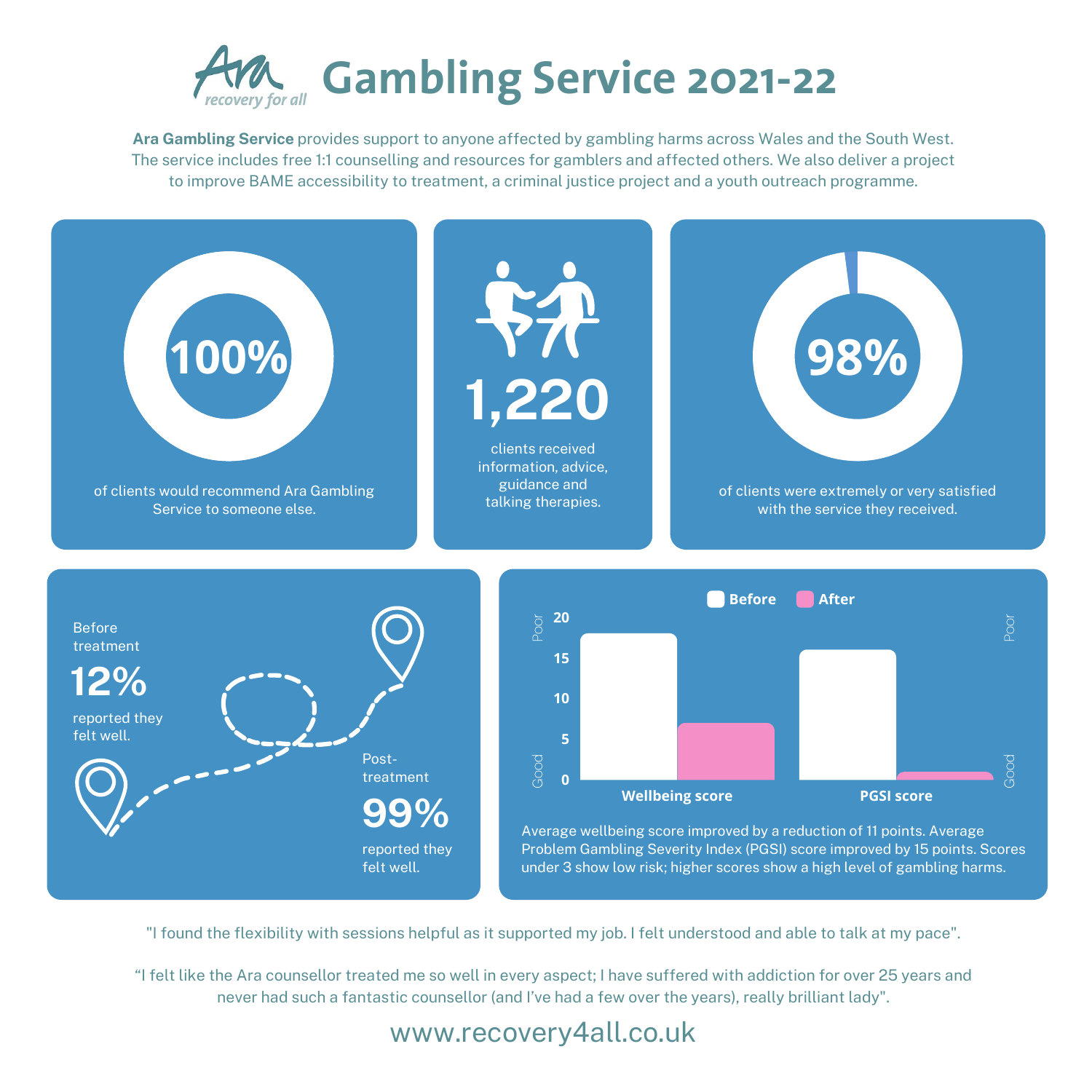# Gambling Service 2021-22

Ara recovery for all

**Ara Gambling Service** provides support to anyone affected by gambling harms across Wales and the South West. The service includes free 1:1 counselling and resources for gamblers and affected others. We also deliver a project to improve BAME accessibility to treatment, a criminal justice project and a youth outreach programme.

**100%**

of clients would recommend Ara Gambling Service to someone else.

**1,220**

clients received information, advice, guidance and talking therapies.

**98%**

of clients were extremely or very satisfied with the service they received.

Before treatment

**12%**

reported they felt well.

Post-treatment

**99%**

reported they felt well.

Before | After

Wellbeing score | PGSI score

Average wellbeing score improved by a reduction of 11 points. Average Problem Gambling Severity Index (PGSI) score improved by 15 points. Scores under 3 show low risk; higher scores show a high level of gambling harms.

"I found the flexibility with sessions helpful as it supported my job. I felt understood and able to talk at my pace".

"I felt like the Ara counsellor treated me so well in every aspect; I have suffered with addiction for over 25 years and never had such a fantastic counsellor (and I've had a few over the years), really brilliant lady".

www.recovery4all.co.uk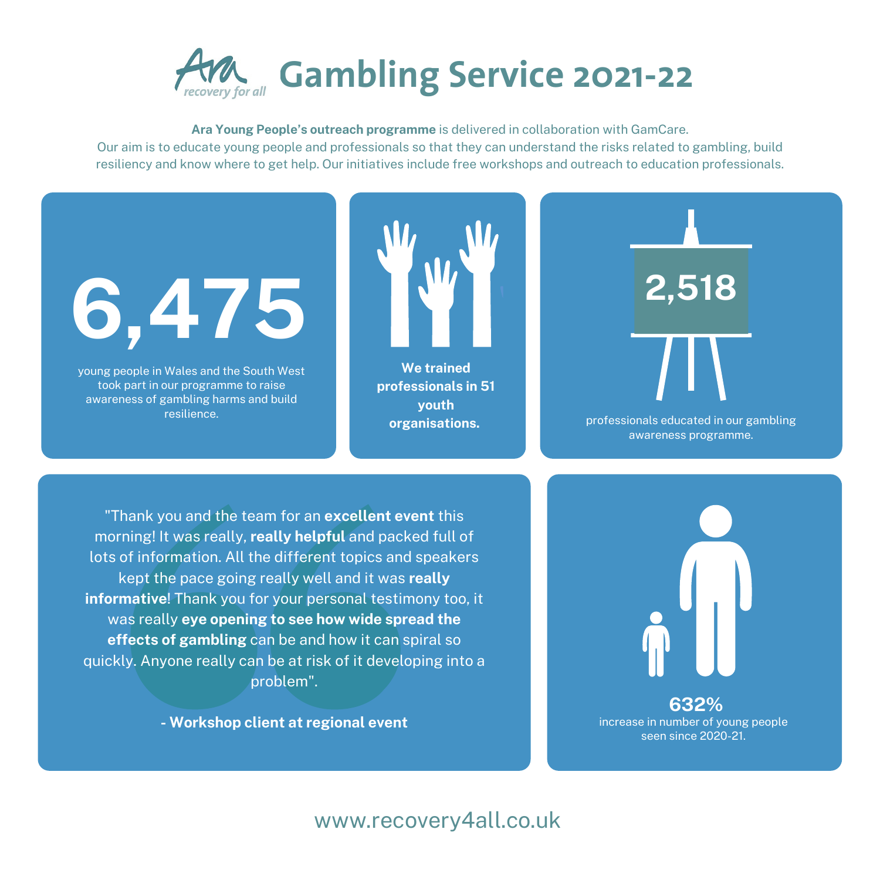# Ara recovery for all — Gambling Service 2021-22

**Ara Young People's outreach programme** is delivered in collaboration with GamCare.
Our aim is to educate young people and professionals so that they can understand the risks related to gambling, build resiliency and know where to get help. Our initiatives include free workshops and outreach to education professionals.

**6,475**

young people in Wales and the South West took part in our programme to raise awareness of gambling harms and build resilience.

**We trained professionals in 51 youth organisations.**

**2,518**

professionals educated in our gambling awareness programme.

"Thank you and the team for an **excellent event** this morning! It was really, **really helpful** and packed full of lots of information. All the different topics and speakers kept the pace going really well and it was **really informative**! Thank you for your personal testimony too, it was really **eye opening to see how wide spread the effects of gambling** can be and how it can spiral so quickly. Anyone really can be at risk of it developing into a problem".

**- Workshop client at regional event**

**632%**

increase in number of young people seen since 2020-21.

www.recovery4all.co.uk